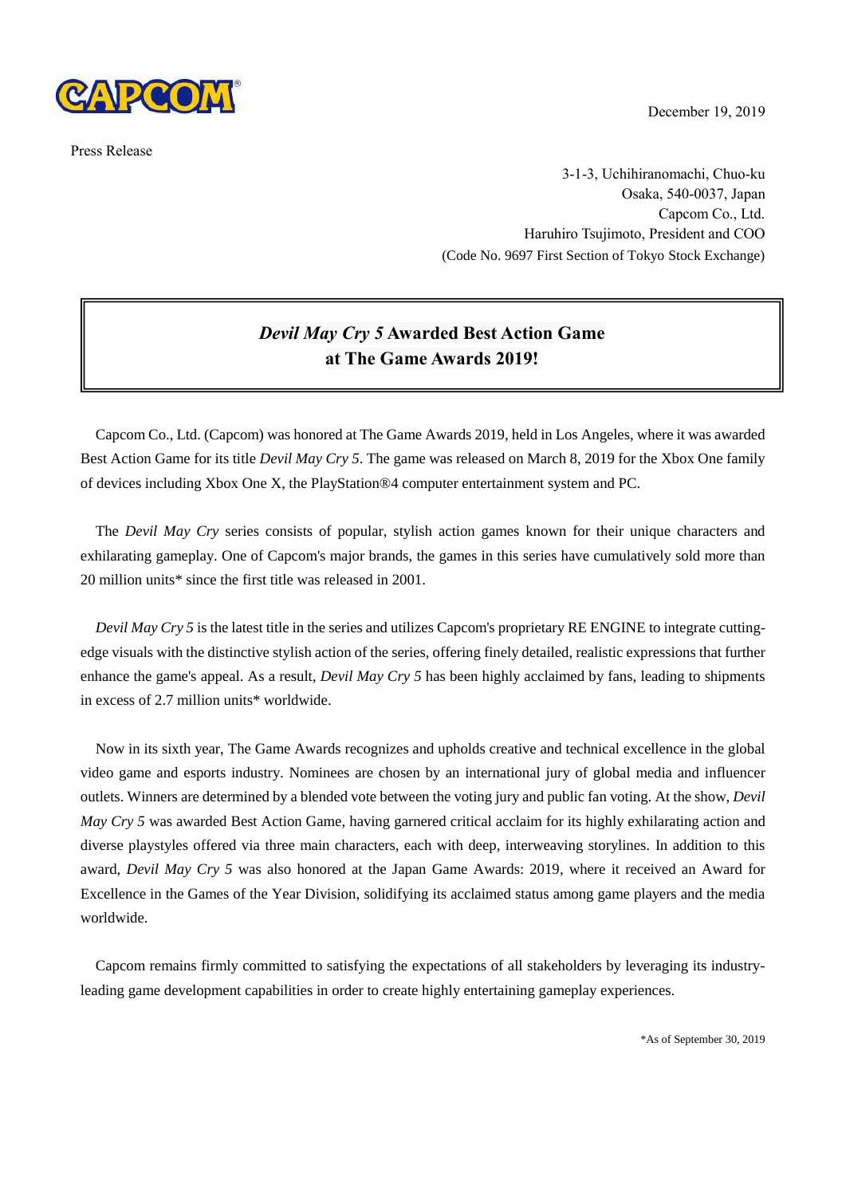December 19, 2019

Press Release

3-1-3, Uchihiranomachi, Chuo-ku
Osaka, 540-0037, Japan
Capcom Co., Ltd.
Haruhiro Tsujimoto, President and COO
(Code No. 9697 First Section of Tokyo Stock Exchange)

# *Devil May Cry 5* Awarded Best Action Game at The Game Awards 2019!

Capcom Co., Ltd. (Capcom) was honored at The Game Awards 2019, held in Los Angeles, where it was awarded Best Action Game for its title *Devil May Cry 5*. The game was released on March 8, 2019 for the Xbox One family of devices including Xbox One X, the PlayStation®4 computer entertainment system and PC.

The *Devil May Cry* series consists of popular, stylish action games known for their unique characters and exhilarating gameplay. One of Capcom's major brands, the games in this series have cumulatively sold more than 20 million units* since the first title was released in 2001.

*Devil May Cry 5* is the latest title in the series and utilizes Capcom's proprietary RE ENGINE to integrate cutting-edge visuals with the distinctive stylish action of the series, offering finely detailed, realistic expressions that further enhance the game's appeal. As a result, *Devil May Cry 5* has been highly acclaimed by fans, leading to shipments in excess of 2.7 million units* worldwide.

Now in its sixth year, The Game Awards recognizes and upholds creative and technical excellence in the global video game and esports industry. Nominees are chosen by an international jury of global media and influencer outlets. Winners are determined by a blended vote between the voting jury and public fan voting. At the show, *Devil May Cry 5* was awarded Best Action Game, having garnered critical acclaim for its highly exhilarating action and diverse playstyles offered via three main characters, each with deep, interweaving storylines. In addition to this award, *Devil May Cry 5* was also honored at the Japan Game Awards: 2019, where it received an Award for Excellence in the Games of the Year Division, solidifying its acclaimed status among game players and the media worldwide.

Capcom remains firmly committed to satisfying the expectations of all stakeholders by leveraging its industry-leading game development capabilities in order to create highly entertaining gameplay experiences.

*As of September 30, 2019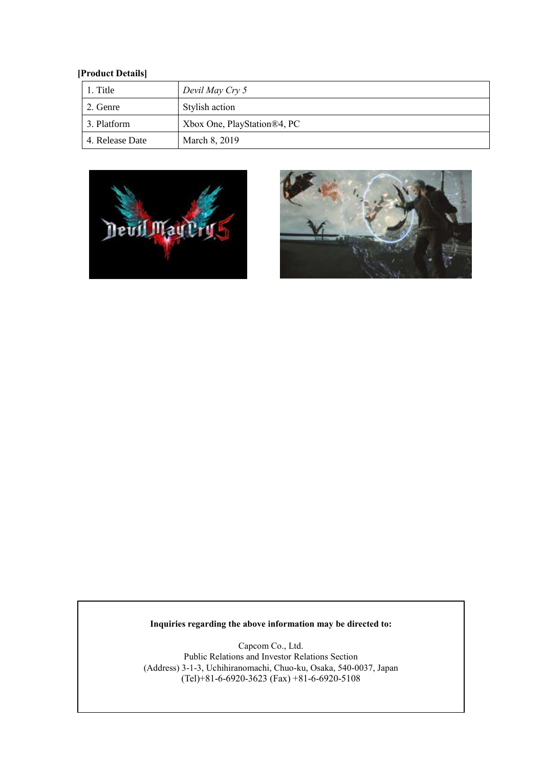**[Product Details]**

| | |
|---|---|
| 1. Title | *Devil May Cry 5* |
| 2. Genre | Stylish action |
| 3. Platform | Xbox One, PlayStation®4, PC |
| 4. Release Date | March 8, 2019 |

**Inquiries regarding the above information may be directed to:**

Capcom Co., Ltd.
Public Relations and Investor Relations Section
(Address) 3-1-3, Uchihiranomachi, Chuo-ku, Osaka, 540-0037, Japan
(Tel)+81-6-6920-3623 (Fax) +81-6-6920-5108